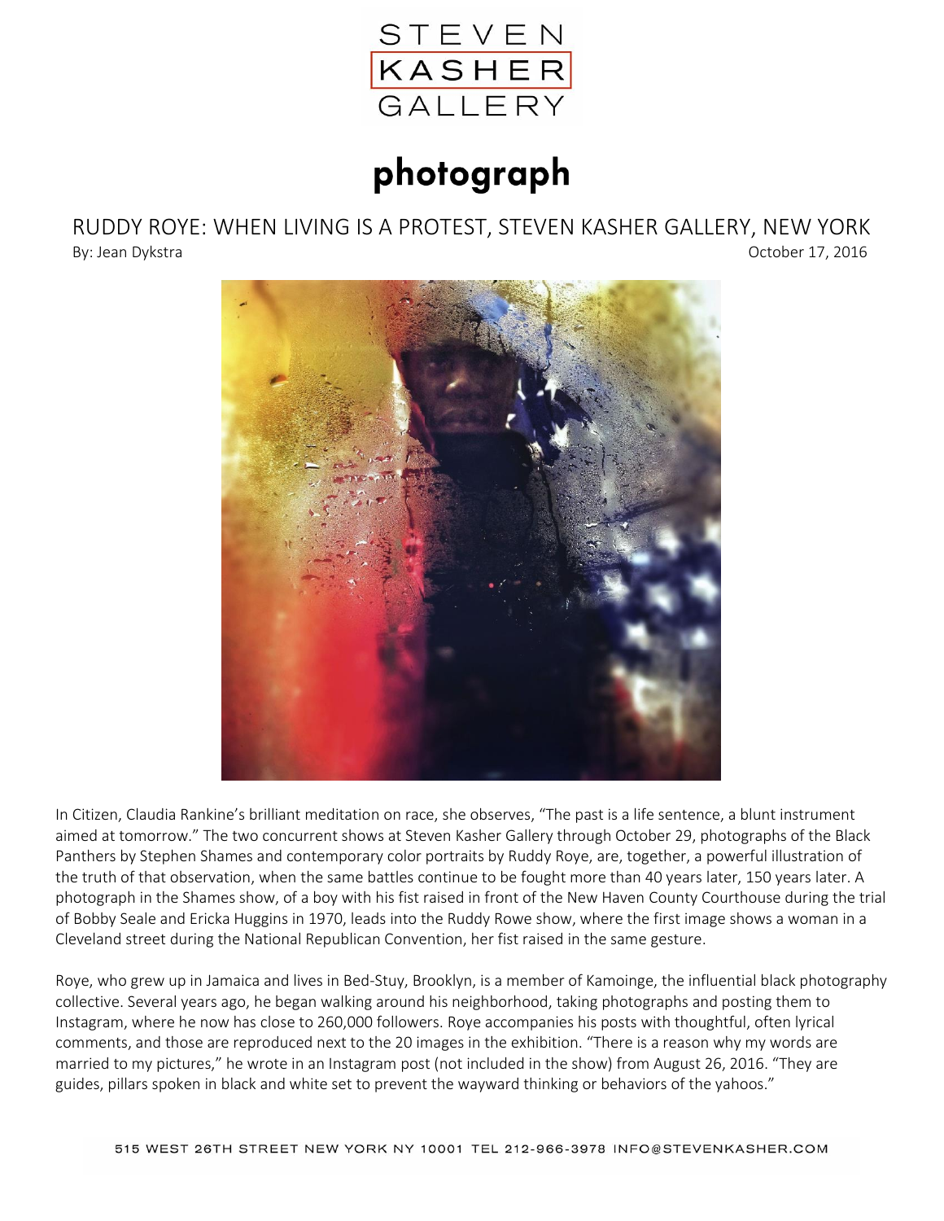STEVEN KASHER GALLERY

# photograph

## RUDDY ROYE: WHEN LIVING IS A PROTEST, STEVEN KASHER GALLERY, NEW YORK

By: Jean Dykstra

October 17, 2016

In Citizen, Claudia Rankine's brilliant meditation on race, she observes, "The past is a life sentence, a blunt instrument aimed at tomorrow." The two concurrent shows at Steven Kasher Gallery through October 29, photographs of the Black Panthers by Stephen Shames and contemporary color portraits by Ruddy Roye, are, together, a powerful illustration of the truth of that observation, when the same battles continue to be fought more than 40 years later, 150 years later. A photograph in the Shames show, of a boy with his fist raised in front of the New Haven County Courthouse during the trial of Bobby Seale and Ericka Huggins in 1970, leads into the Ruddy Rowe show, where the first image shows a woman in a Cleveland street during the National Republican Convention, her fist raised in the same gesture.

Roye, who grew up in Jamaica and lives in Bed-Stuy, Brooklyn, is a member of Kamoinge, the influential black photography collective. Several years ago, he began walking around his neighborhood, taking photographs and posting them to Instagram, where he now has close to 260,000 followers. Roye accompanies his posts with thoughtful, often lyrical comments, and those are reproduced next to the 20 images in the exhibition. "There is a reason why my words are married to my pictures," he wrote in an Instagram post (not included in the show) from August 26, 2016. "They are guides, pillars spoken in black and white set to prevent the wayward thinking or behaviors of the yahoos."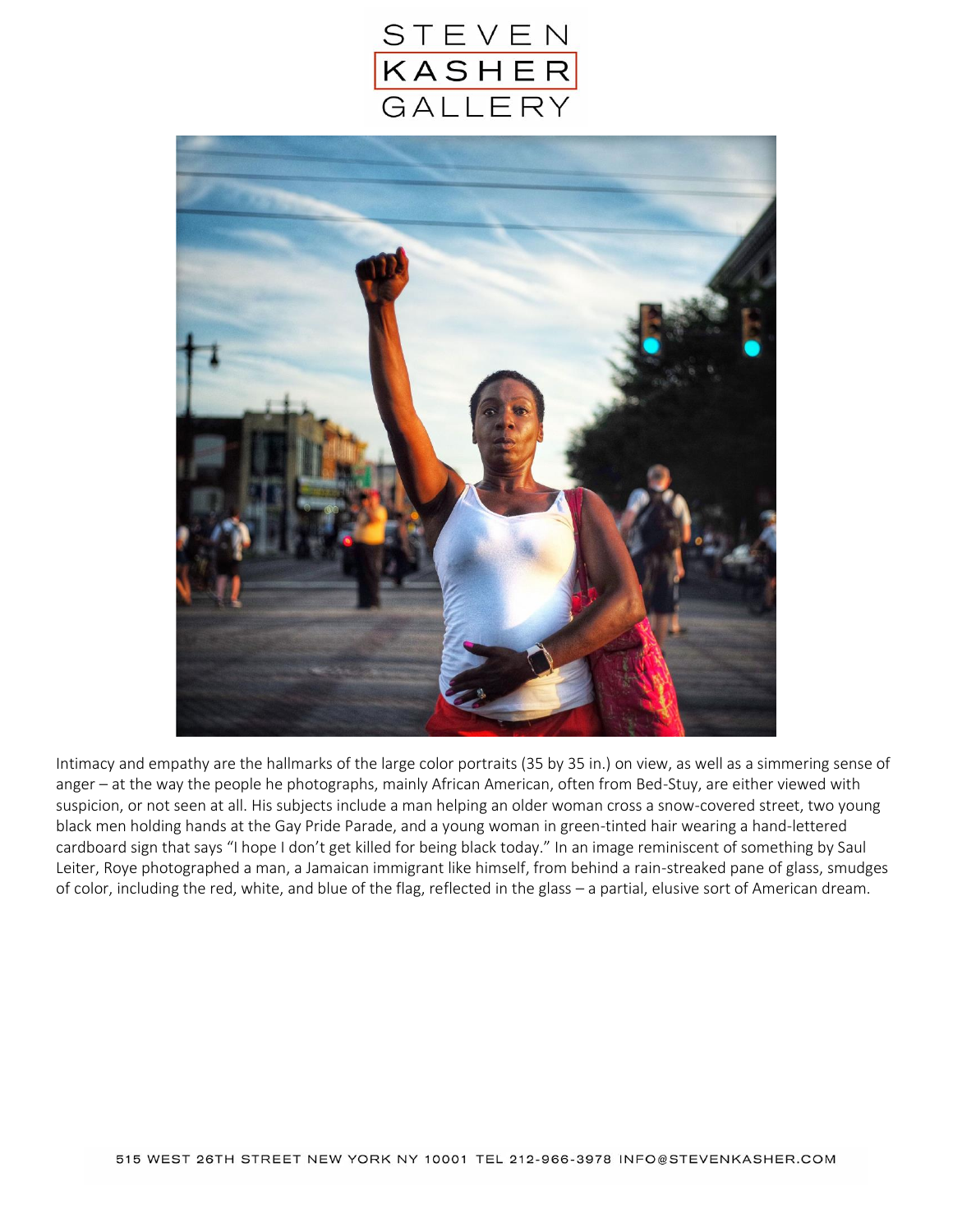Intimacy and empathy are the hallmarks of the large color portraits (35 by 35 in.) on view, as well as a simmering sense of anger – at the way the people he photographs, mainly African American, often from Bed-Stuy, are either viewed with suspicion, or not seen at all. His subjects include a man helping an older woman cross a snow-covered street, two young black men holding hands at the Gay Pride Parade, and a young woman in green-tinted hair wearing a hand-lettered cardboard sign that says "I hope I don't get killed for being black today." In an image reminiscent of something by Saul Leiter, Roye photographed a man, a Jamaican immigrant like himself, from behind a rain-streaked pane of glass, smudges of color, including the red, white, and blue of the flag, reflected in the glass – a partial, elusive sort of American dream.